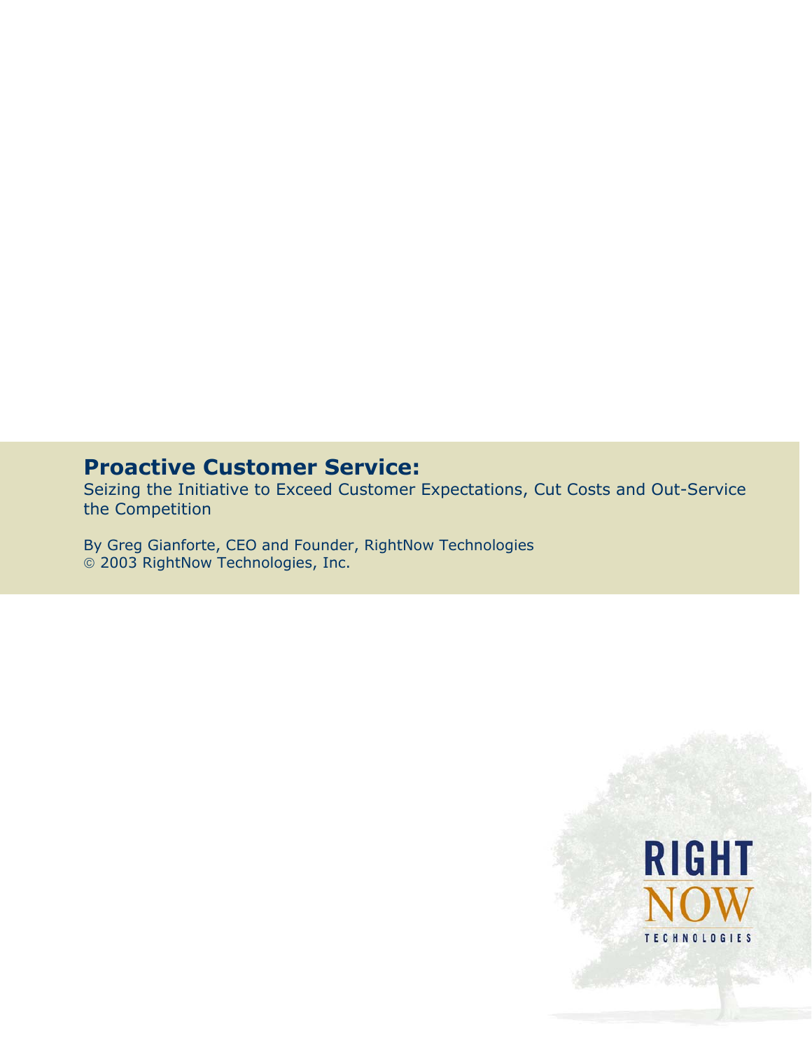# Proactive Customer Service:

Seizing the Initiative to Exceed Customer Expectations, Cut Costs and Out-Service the Competition

By Greg Gianforte, CEO and Founder, RightNow Technologies
© 2003 RightNow Technologies, Inc.

RIGHT NOW TECHNOLOGIES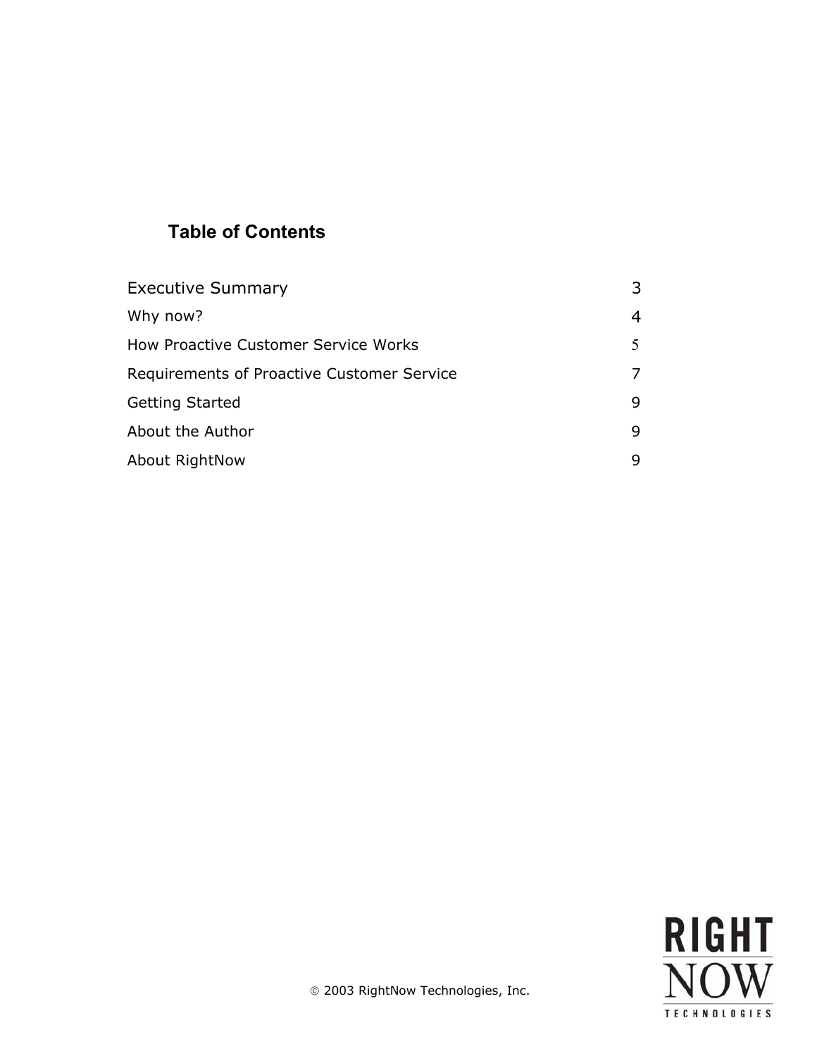## Table of Contents

| | |
|---|---|
| Executive Summary | 3 |
| Why now? | 4 |
| How Proactive Customer Service Works | 5 |
| Requirements of Proactive Customer Service | 7 |
| Getting Started | 9 |
| About the Author | 9 |
| About RightNow | 9 |

© 2003 RightNow Technologies, Inc.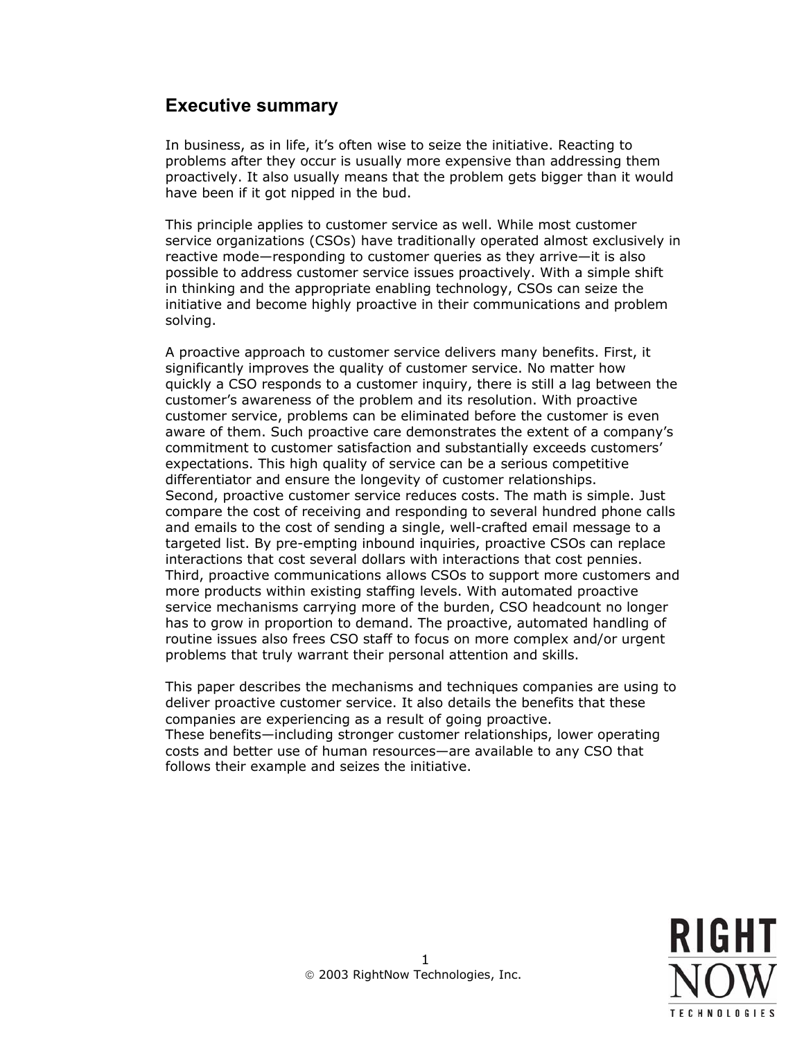## Executive summary

In business, as in life, it's often wise to seize the initiative. Reacting to problems after they occur is usually more expensive than addressing them proactively. It also usually means that the problem gets bigger than it would have been if it got nipped in the bud.

This principle applies to customer service as well. While most customer service organizations (CSOs) have traditionally operated almost exclusively in reactive mode—responding to customer queries as they arrive—it is also possible to address customer service issues proactively. With a simple shift in thinking and the appropriate enabling technology, CSOs can seize the initiative and become highly proactive in their communications and problem solving.

A proactive approach to customer service delivers many benefits. First, it significantly improves the quality of customer service. No matter how quickly a CSO responds to a customer inquiry, there is still a lag between the customer's awareness of the problem and its resolution. With proactive customer service, problems can be eliminated before the customer is even aware of them. Such proactive care demonstrates the extent of a company's commitment to customer satisfaction and substantially exceeds customers' expectations. This high quality of service can be a serious competitive differentiator and ensure the longevity of customer relationships.
Second, proactive customer service reduces costs. The math is simple. Just compare the cost of receiving and responding to several hundred phone calls and emails to the cost of sending a single, well-crafted email message to a targeted list. By pre-empting inbound inquiries, proactive CSOs can replace interactions that cost several dollars with interactions that cost pennies.
Third, proactive communications allows CSOs to support more customers and more products within existing staffing levels. With automated proactive service mechanisms carrying more of the burden, CSO headcount no longer has to grow in proportion to demand. The proactive, automated handling of routine issues also frees CSO staff to focus on more complex and/or urgent problems that truly warrant their personal attention and skills.

This paper describes the mechanisms and techniques companies are using to deliver proactive customer service. It also details the benefits that these companies are experiencing as a result of going proactive.
These benefits—including stronger customer relationships, lower operating costs and better use of human resources—are available to any CSO that follows their example and seizes the initiative.

© 2003 RightNow Technologies, Inc.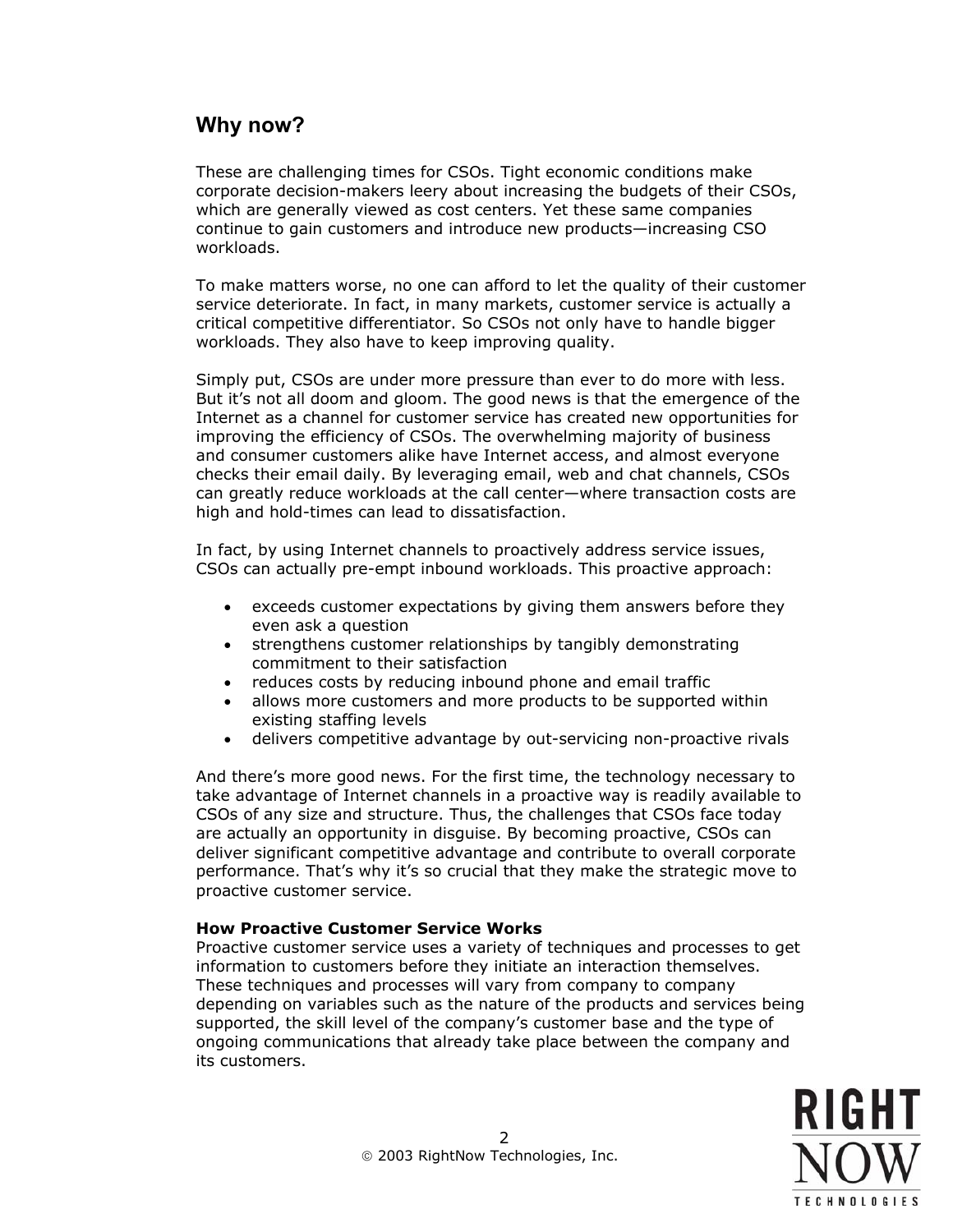## Why now?

These are challenging times for CSOs. Tight economic conditions make corporate decision-makers leery about increasing the budgets of their CSOs, which are generally viewed as cost centers. Yet these same companies continue to gain customers and introduce new products—increasing CSO workloads.

To make matters worse, no one can afford to let the quality of their customer service deteriorate. In fact, in many markets, customer service is actually a critical competitive differentiator. So CSOs not only have to handle bigger workloads. They also have to keep improving quality.

Simply put, CSOs are under more pressure than ever to do more with less. But it's not all doom and gloom. The good news is that the emergence of the Internet as a channel for customer service has created new opportunities for improving the efficiency of CSOs. The overwhelming majority of business and consumer customers alike have Internet access, and almost everyone checks their email daily. By leveraging email, web and chat channels, CSOs can greatly reduce workloads at the call center—where transaction costs are high and hold-times can lead to dissatisfaction.

In fact, by using Internet channels to proactively address service issues, CSOs can actually pre-empt inbound workloads. This proactive approach:

- exceeds customer expectations by giving them answers before they even ask a question
- strengthens customer relationships by tangibly demonstrating commitment to their satisfaction
- reduces costs by reducing inbound phone and email traffic
- allows more customers and more products to be supported within existing staffing levels
- delivers competitive advantage by out-servicing non-proactive rivals

And there's more good news. For the first time, the technology necessary to take advantage of Internet channels in a proactive way is readily available to CSOs of any size and structure. Thus, the challenges that CSOs face today are actually an opportunity in disguise. By becoming proactive, CSOs can deliver significant competitive advantage and contribute to overall corporate performance. That's why it's so crucial that they make the strategic move to proactive customer service.

**How Proactive Customer Service Works**

Proactive customer service uses a variety of techniques and processes to get information to customers before they initiate an interaction themselves. These techniques and processes will vary from company to company depending on variables such as the nature of the products and services being supported, the skill level of the company's customer base and the type of ongoing communications that already take place between the company and its customers.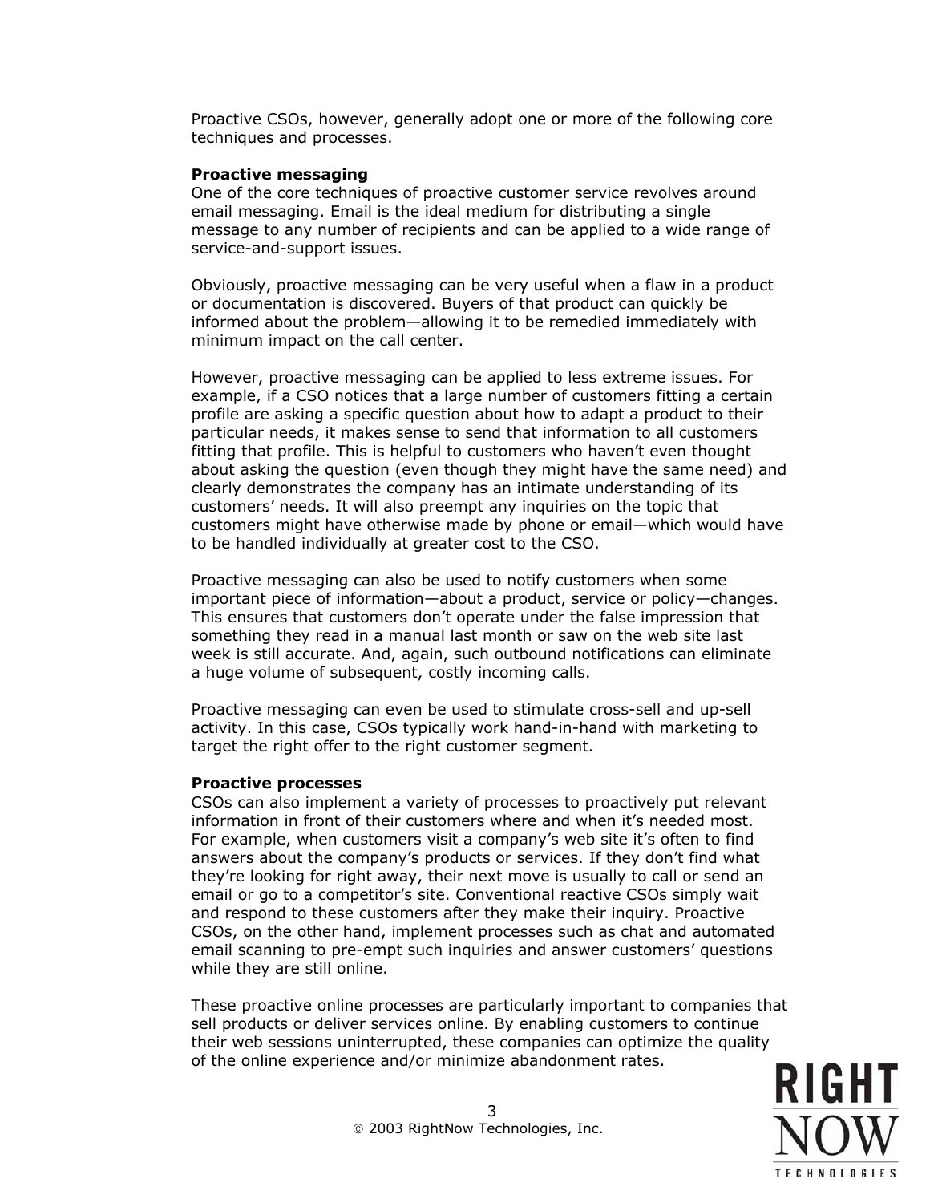Proactive CSOs, however, generally adopt one or more of the following core techniques and processes.

**Proactive messaging**
One of the core techniques of proactive customer service revolves around email messaging. Email is the ideal medium for distributing a single message to any number of recipients and can be applied to a wide range of service-and-support issues.

Obviously, proactive messaging can be very useful when a flaw in a product or documentation is discovered. Buyers of that product can quickly be informed about the problem—allowing it to be remedied immediately with minimum impact on the call center.

However, proactive messaging can be applied to less extreme issues. For example, if a CSO notices that a large number of customers fitting a certain profile are asking a specific question about how to adapt a product to their particular needs, it makes sense to send that information to all customers fitting that profile. This is helpful to customers who haven't even thought about asking the question (even though they might have the same need) and clearly demonstrates the company has an intimate understanding of its customers' needs. It will also preempt any inquiries on the topic that customers might have otherwise made by phone or email—which would have to be handled individually at greater cost to the CSO.

Proactive messaging can also be used to notify customers when some important piece of information—about a product, service or policy—changes. This ensures that customers don't operate under the false impression that something they read in a manual last month or saw on the web site last week is still accurate. And, again, such outbound notifications can eliminate a huge volume of subsequent, costly incoming calls.

Proactive messaging can even be used to stimulate cross-sell and up-sell activity. In this case, CSOs typically work hand-in-hand with marketing to target the right offer to the right customer segment.

**Proactive processes**
CSOs can also implement a variety of processes to proactively put relevant information in front of their customers where and when it's needed most. For example, when customers visit a company's web site it's often to find answers about the company's products or services. If they don't find what they're looking for right away, their next move is usually to call or send an email or go to a competitor's site. Conventional reactive CSOs simply wait and respond to these customers after they make their inquiry. Proactive CSOs, on the other hand, implement processes such as chat and automated email scanning to pre-empt such inquiries and answer customers' questions while they are still online.

These proactive online processes are particularly important to companies that sell products or deliver services online. By enabling customers to continue their web sessions uninterrupted, these companies can optimize the quality of the online experience and/or minimize abandonment rates.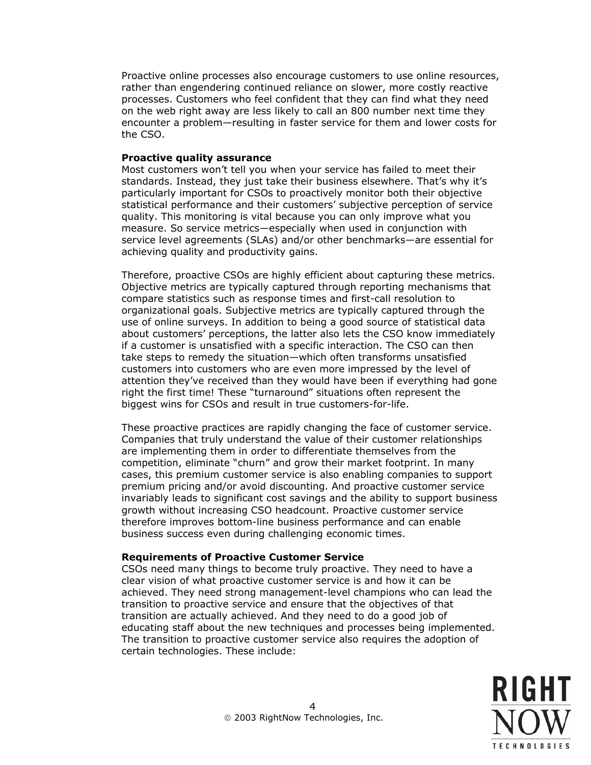Proactive online processes also encourage customers to use online resources, rather than engendering continued reliance on slower, more costly reactive processes. Customers who feel confident that they can find what they need on the web right away are less likely to call an 800 number next time they encounter a problem—resulting in faster service for them and lower costs for the CSO.

**Proactive quality assurance**

Most customers won't tell you when your service has failed to meet their standards. Instead, they just take their business elsewhere. That's why it's particularly important for CSOs to proactively monitor both their objective statistical performance and their customers' subjective perception of service quality. This monitoring is vital because you can only improve what you measure. So service metrics—especially when used in conjunction with service level agreements (SLAs) and/or other benchmarks—are essential for achieving quality and productivity gains.

Therefore, proactive CSOs are highly efficient about capturing these metrics. Objective metrics are typically captured through reporting mechanisms that compare statistics such as response times and first-call resolution to organizational goals. Subjective metrics are typically captured through the use of online surveys. In addition to being a good source of statistical data about customers' perceptions, the latter also lets the CSO know immediately if a customer is unsatisfied with a specific interaction. The CSO can then take steps to remedy the situation—which often transforms unsatisfied customers into customers who are even more impressed by the level of attention they've received than they would have been if everything had gone right the first time! These "turnaround" situations often represent the biggest wins for CSOs and result in true customers-for-life.

These proactive practices are rapidly changing the face of customer service. Companies that truly understand the value of their customer relationships are implementing them in order to differentiate themselves from the competition, eliminate "churn" and grow their market footprint. In many cases, this premium customer service is also enabling companies to support premium pricing and/or avoid discounting. And proactive customer service invariably leads to significant cost savings and the ability to support business growth without increasing CSO headcount. Proactive customer service therefore improves bottom-line business performance and can enable business success even during challenging economic times.

**Requirements of Proactive Customer Service**

CSOs need many things to become truly proactive. They need to have a clear vision of what proactive customer service is and how it can be achieved. They need strong management-level champions who can lead the transition to proactive service and ensure that the objectives of that transition are actually achieved. And they need to do a good job of educating staff about the new techniques and processes being implemented. The transition to proactive customer service also requires the adoption of certain technologies. These include: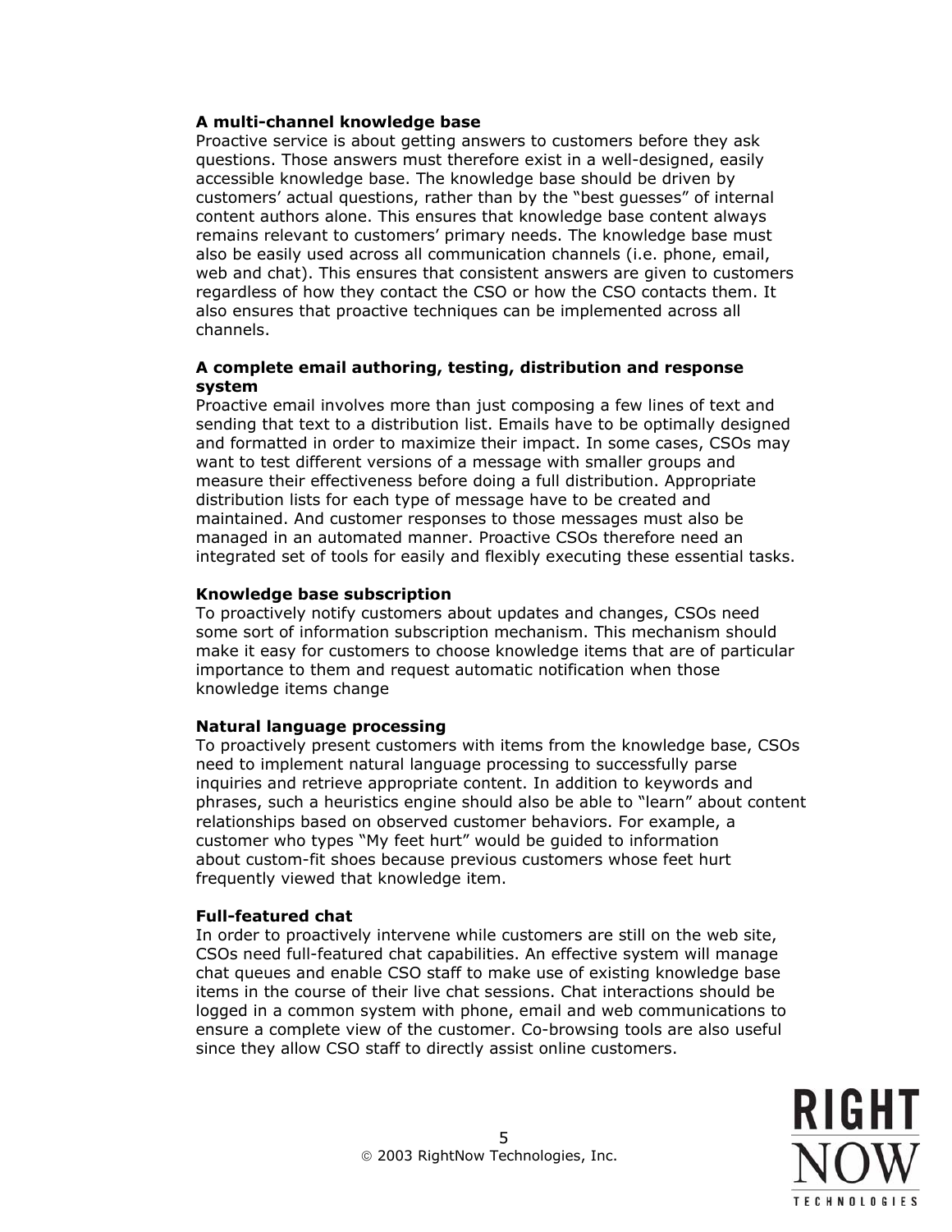**A multi-channel knowledge base**
Proactive service is about getting answers to customers before they ask questions. Those answers must therefore exist in a well-designed, easily accessible knowledge base. The knowledge base should be driven by customers' actual questions, rather than by the "best guesses" of internal content authors alone. This ensures that knowledge base content always remains relevant to customers' primary needs. The knowledge base must also be easily used across all communication channels (i.e. phone, email, web and chat). This ensures that consistent answers are given to customers regardless of how they contact the CSO or how the CSO contacts them. It also ensures that proactive techniques can be implemented across all channels.

**A complete email authoring, testing, distribution and response system**
Proactive email involves more than just composing a few lines of text and sending that text to a distribution list. Emails have to be optimally designed and formatted in order to maximize their impact. In some cases, CSOs may want to test different versions of a message with smaller groups and measure their effectiveness before doing a full distribution. Appropriate distribution lists for each type of message have to be created and maintained. And customer responses to those messages must also be managed in an automated manner. Proactive CSOs therefore need an integrated set of tools for easily and flexibly executing these essential tasks.

**Knowledge base subscription**
To proactively notify customers about updates and changes, CSOs need some sort of information subscription mechanism. This mechanism should make it easy for customers to choose knowledge items that are of particular importance to them and request automatic notification when those knowledge items change

**Natural language processing**
To proactively present customers with items from the knowledge base, CSOs need to implement natural language processing to successfully parse inquiries and retrieve appropriate content. In addition to keywords and phrases, such a heuristics engine should also be able to "learn" about content relationships based on observed customer behaviors. For example, a customer who types "My feet hurt" would be guided to information about custom-fit shoes because previous customers whose feet hurt frequently viewed that knowledge item.

**Full-featured chat**
In order to proactively intervene while customers are still on the web site, CSOs need full-featured chat capabilities. An effective system will manage chat queues and enable CSO staff to make use of existing knowledge base items in the course of their live chat sessions. Chat interactions should be logged in a common system with phone, email and web communications to ensure a complete view of the customer. Co-browsing tools are also useful since they allow CSO staff to directly assist online customers.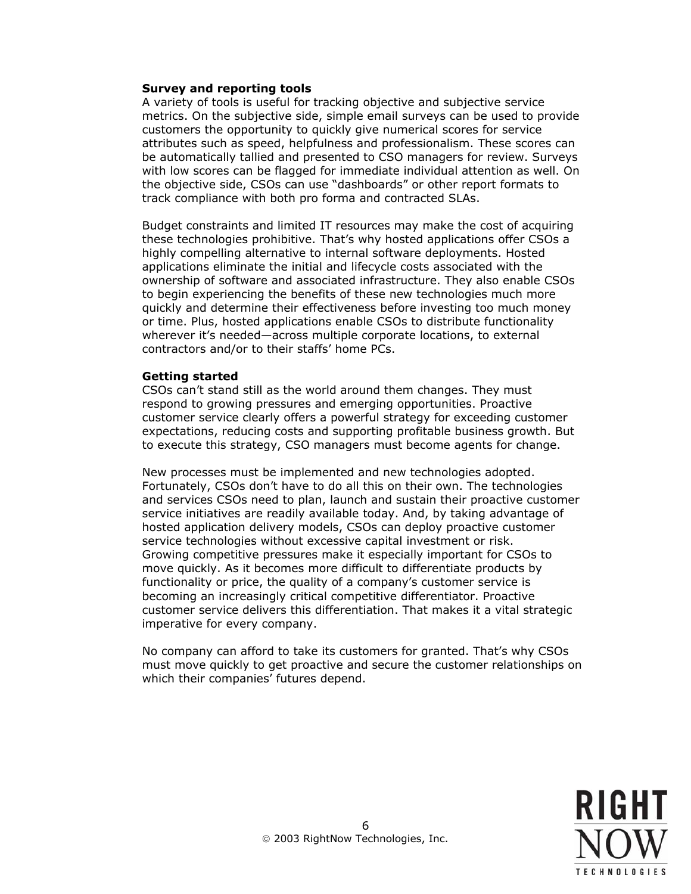**Survey and reporting tools**

A variety of tools is useful for tracking objective and subjective service metrics. On the subjective side, simple email surveys can be used to provide customers the opportunity to quickly give numerical scores for service attributes such as speed, helpfulness and professionalism. These scores can be automatically tallied and presented to CSO managers for review. Surveys with low scores can be flagged for immediate individual attention as well. On the objective side, CSOs can use "dashboards" or other report formats to track compliance with both pro forma and contracted SLAs.

Budget constraints and limited IT resources may make the cost of acquiring these technologies prohibitive. That's why hosted applications offer CSOs a highly compelling alternative to internal software deployments. Hosted applications eliminate the initial and lifecycle costs associated with the ownership of software and associated infrastructure. They also enable CSOs to begin experiencing the benefits of these new technologies much more quickly and determine their effectiveness before investing too much money or time. Plus, hosted applications enable CSOs to distribute functionality wherever it's needed—across multiple corporate locations, to external contractors and/or to their staffs' home PCs.

**Getting started**

CSOs can't stand still as the world around them changes. They must respond to growing pressures and emerging opportunities. Proactive customer service clearly offers a powerful strategy for exceeding customer expectations, reducing costs and supporting profitable business growth. But to execute this strategy, CSO managers must become agents for change.

New processes must be implemented and new technologies adopted. Fortunately, CSOs don't have to do all this on their own. The technologies and services CSOs need to plan, launch and sustain their proactive customer service initiatives are readily available today. And, by taking advantage of hosted application delivery models, CSOs can deploy proactive customer service technologies without excessive capital investment or risk.
Growing competitive pressures make it especially important for CSOs to move quickly. As it becomes more difficult to differentiate products by functionality or price, the quality of a company's customer service is becoming an increasingly critical competitive differentiator. Proactive customer service delivers this differentiation. That makes it a vital strategic imperative for every company.

No company can afford to take its customers for granted. That's why CSOs must move quickly to get proactive and secure the customer relationships on which their companies' futures depend.

© 2003 RightNow Technologies, Inc.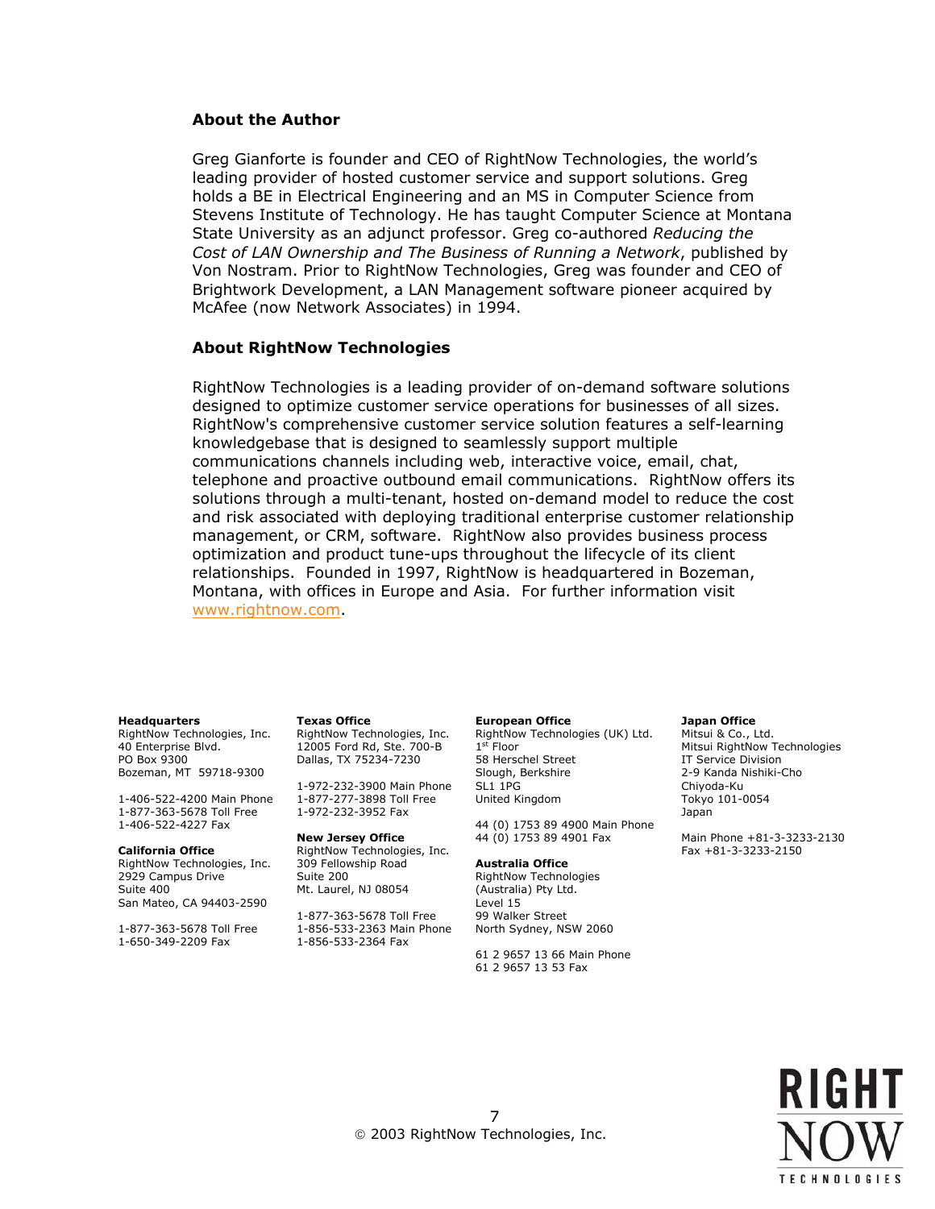## About the Author

Greg Gianforte is founder and CEO of RightNow Technologies, the world's leading provider of hosted customer service and support solutions. Greg holds a BE in Electrical Engineering and an MS in Computer Science from Stevens Institute of Technology. He has taught Computer Science at Montana State University as an adjunct professor. Greg co-authored *Reducing the Cost of LAN Ownership and The Business of Running a Network*, published by Von Nostram. Prior to RightNow Technologies, Greg was founder and CEO of Brightwork Development, a LAN Management software pioneer acquired by McAfee (now Network Associates) in 1994.

## About RightNow Technologies

RightNow Technologies is a leading provider of on-demand software solutions designed to optimize customer service operations for businesses of all sizes. RightNow's comprehensive customer service solution features a self-learning knowledgebase that is designed to seamlessly support multiple communications channels including web, interactive voice, email, chat, telephone and proactive outbound email communications. RightNow offers its solutions through a multi-tenant, hosted on-demand model to reduce the cost and risk associated with deploying traditional enterprise customer relationship management, or CRM, software. RightNow also provides business process optimization and product tune-ups throughout the lifecycle of its client relationships. Founded in 1997, RightNow is headquartered in Bozeman, Montana, with offices in Europe and Asia. For further information visit www.rightnow.com.

**Headquarters**
RightNow Technologies, Inc.
40 Enterprise Blvd.
PO Box 9300
Bozeman, MT 59718-9300

1-406-522-4200 Main Phone
1-877-363-5678 Toll Free
1-406-522-4227 Fax

**California Office**
RightNow Technologies, Inc.
2929 Campus Drive
Suite 400
San Mateo, CA 94403-2590

1-877-363-5678 Toll Free
1-650-349-2209 Fax

**Texas Office**
RightNow Technologies, Inc.
12005 Ford Rd, Ste. 700-B
Dallas, TX 75234-7230

1-972-232-3900 Main Phone
1-877-277-3898 Toll Free
1-972-232-3952 Fax

**New Jersey Office**
RightNow Technologies, Inc.
309 Fellowship Road
Suite 200
Mt. Laurel, NJ 08054

1-877-363-5678 Toll Free
1-856-533-2363 Main Phone
1-856-533-2364 Fax

**European Office**
RightNow Technologies (UK) Ltd.
1st Floor
58 Herschel Street
Slough, Berkshire
SL1 1PG
United Kingdom

44 (0) 1753 89 4900 Main Phone
44 (0) 1753 89 4901 Fax

**Australia Office**
RightNow Technologies
(Australia) Pty Ltd.
Level 15
99 Walker Street
North Sydney, NSW 2060

61 2 9657 13 66 Main Phone
61 2 9657 13 53 Fax

**Japan Office**
Mitsui & Co., Ltd.
Mitsui RightNow Technologies
IT Service Division
2-9 Kanda Nishiki-Cho
Chiyoda-Ku
Tokyo 101-0054
Japan

Main Phone +81-3-3233-2130
Fax +81-3-3233-2150

© 2003 RightNow Technologies, Inc.

RIGHT NOW TECHNOLOGIES